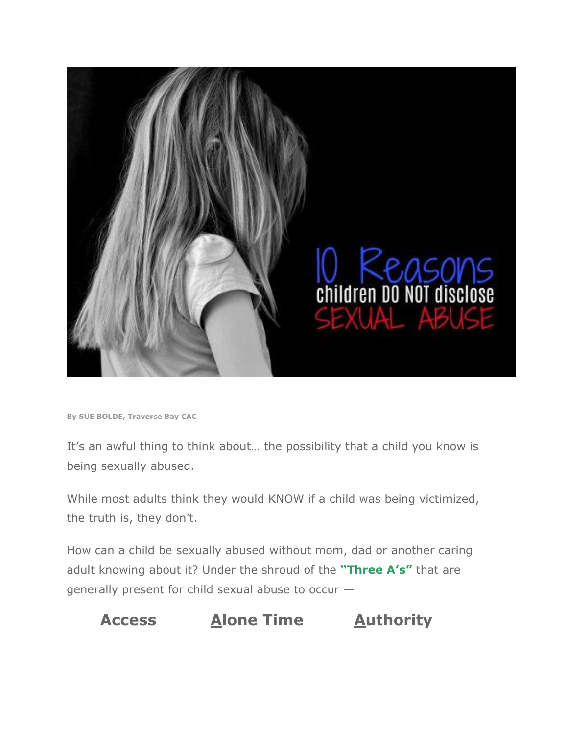By SUE BOLDE, Traverse Bay CAC

It's an awful thing to think about… the possibility that a child you know is being sexually abused.

While most adults think they would KNOW if a child was being victimized, the truth is, they don't.

How can a child be sexually abused without mom, dad or another caring adult knowing about it? Under the shroud of the **"Three A's"** that are generally present for child sexual abuse to occur —

**Access** **Alone Time** **Authority**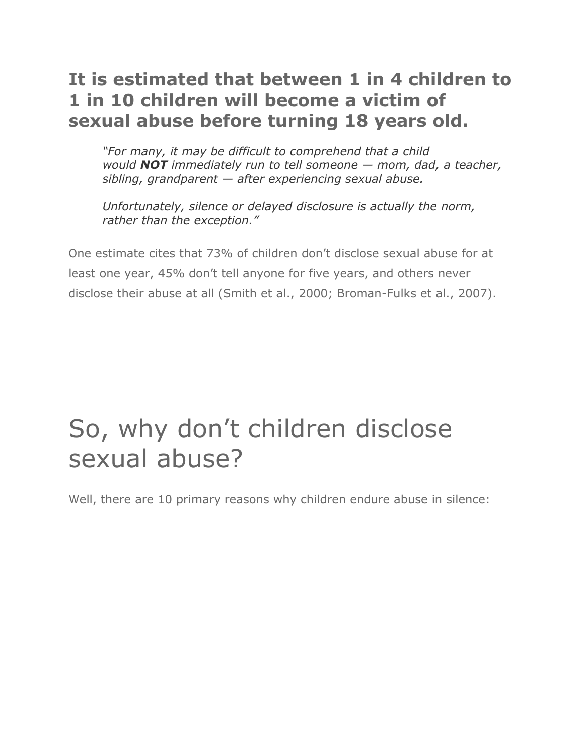**It is estimated that between 1 in 4 children to 1 in 10 children will become a victim of sexual abuse before turning 18 years old.**

> *"For many, it may be difficult to comprehend that a child would **NOT** immediately run to tell someone — mom, dad, a teacher, sibling, grandparent — after experiencing sexual abuse.*
>
> *Unfortunately, silence or delayed disclosure is actually the norm, rather than the exception."*

One estimate cites that 73% of children don't disclose sexual abuse for at least one year, 45% don't tell anyone for five years, and others never disclose their abuse at all (Smith et al., 2000; Broman-Fulks et al., 2007).

# So, why don't children disclose sexual abuse?

Well, there are 10 primary reasons why children endure abuse in silence: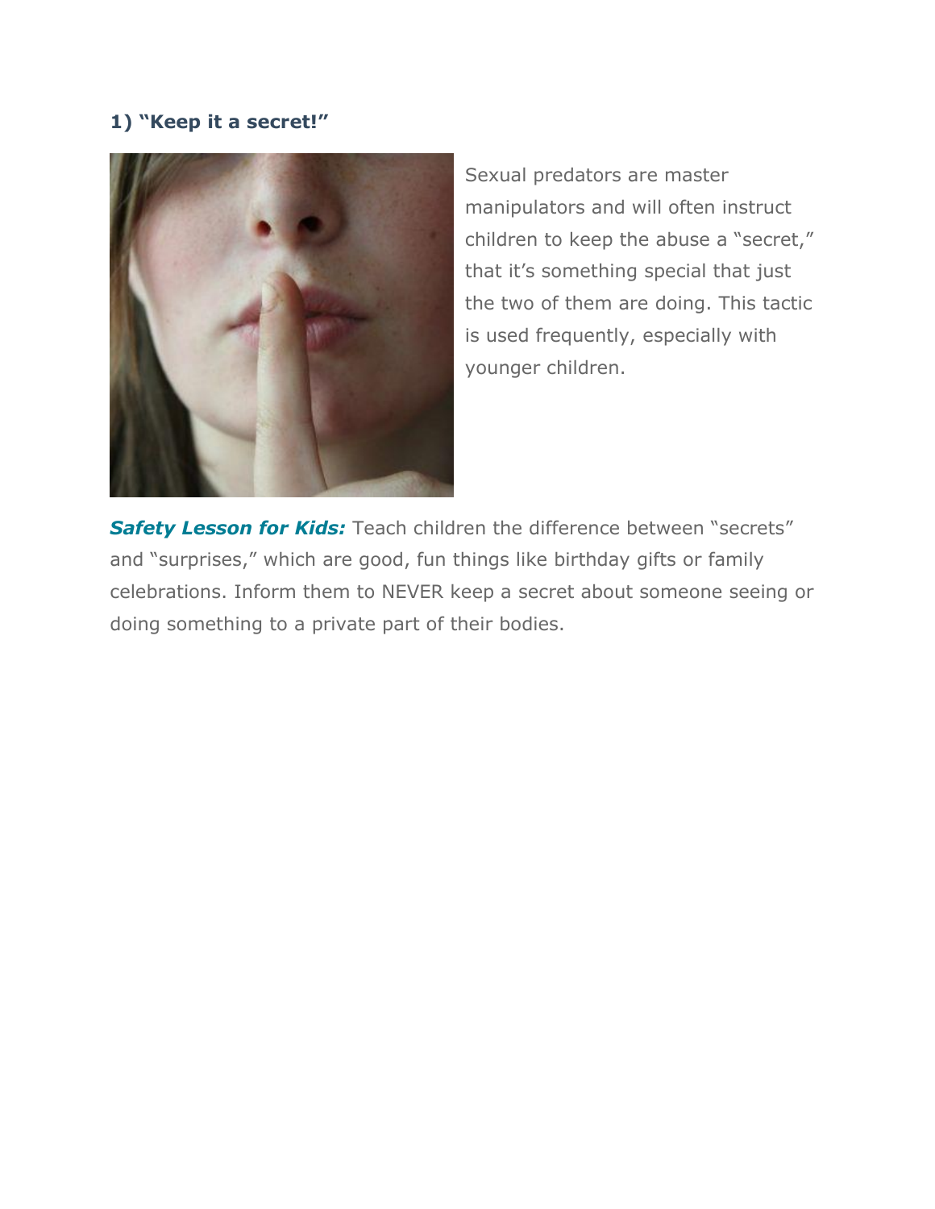### 1) "Keep it a secret!"

Sexual predators are master manipulators and will often instruct children to keep the abuse a "secret," that it's something special that just the two of them are doing. This tactic is used frequently, especially with younger children.

***Safety Lesson for Kids:*** Teach children the difference between "secrets" and "surprises," which are good, fun things like birthday gifts or family celebrations. Inform them to NEVER keep a secret about someone seeing or doing something to a private part of their bodies.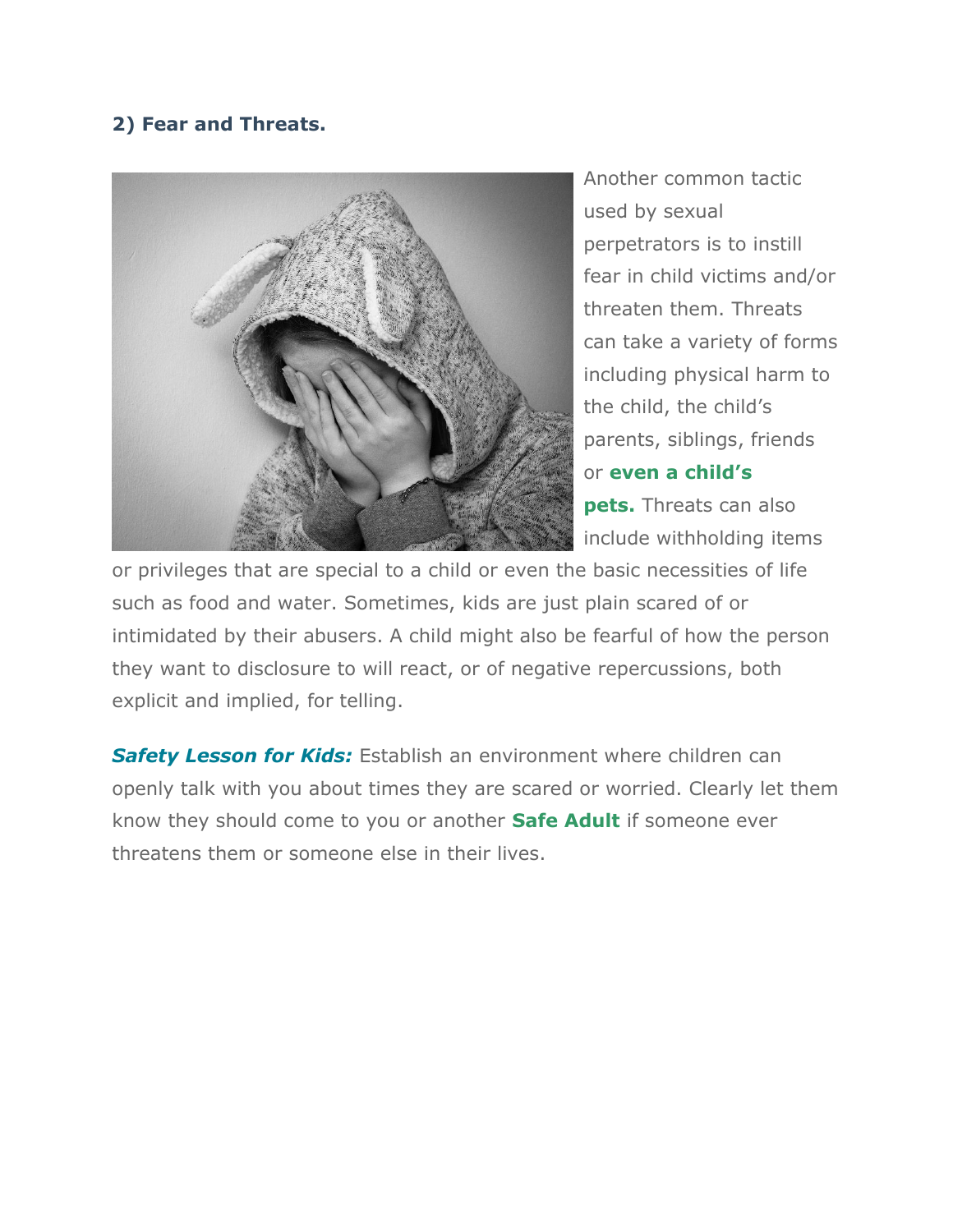**2) Fear and Threats.**

Another common tactic used by sexual perpetrators is to instill fear in child victims and/or threaten them. Threats can take a variety of forms including physical harm to the child, the child's parents, siblings, friends or **even a child's pets.** Threats can also include withholding items or privileges that are special to a child or even the basic necessities of life such as food and water. Sometimes, kids are just plain scared of or intimidated by their abusers. A child might also be fearful of how the person they want to disclosure to will react, or of negative repercussions, both explicit and implied, for telling.

***Safety Lesson for Kids:*** Establish an environment where children can openly talk with you about times they are scared or worried. Clearly let them know they should come to you or another **Safe Adult** if someone ever threatens them or someone else in their lives.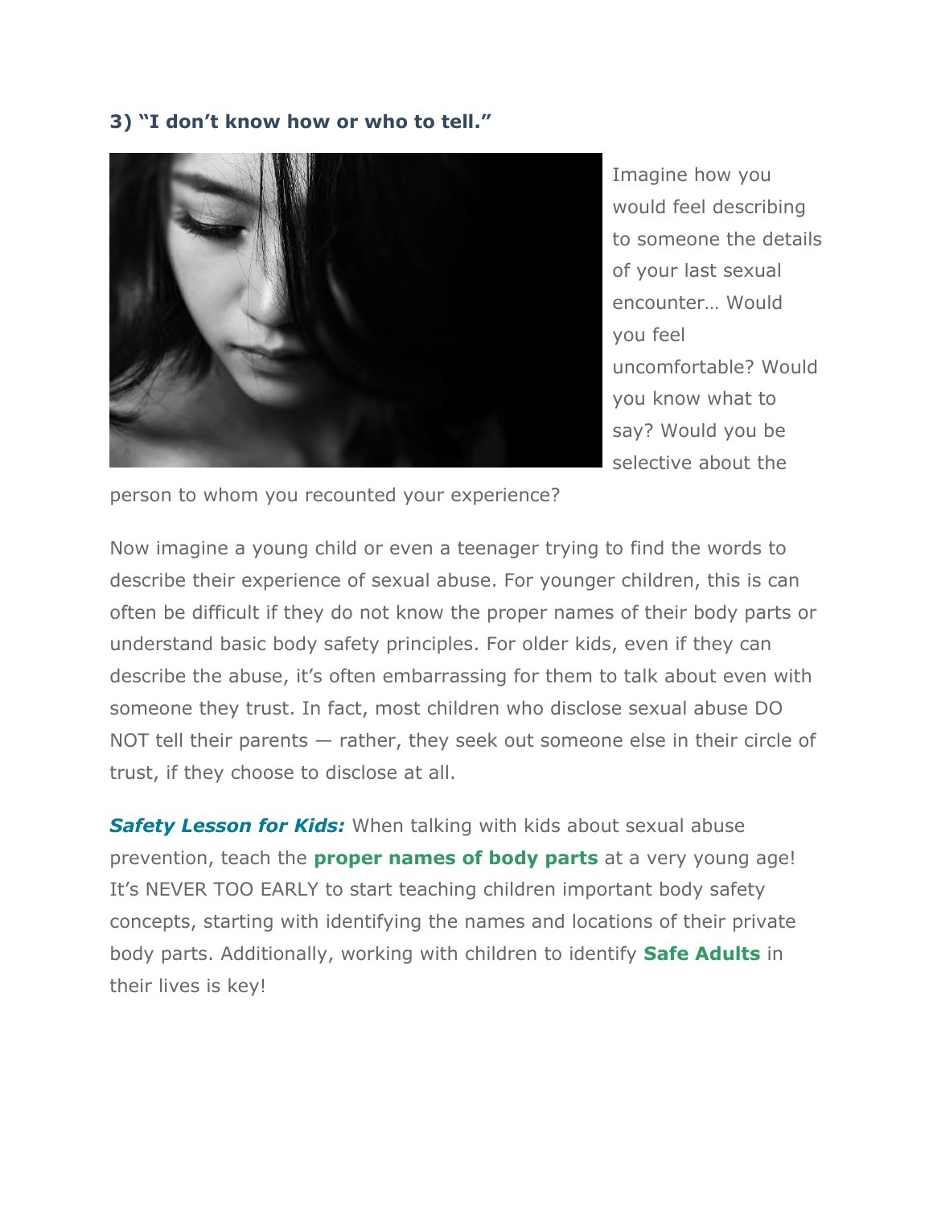**3) "I don't know how or who to tell."**

Imagine how you would feel describing to someone the details of your last sexual encounter… Would you feel uncomfortable? Would you know what to say? Would you be selective about the person to whom you recounted your experience?

Now imagine a young child or even a teenager trying to find the words to describe their experience of sexual abuse. For younger children, this is can often be difficult if they do not know the proper names of their body parts or understand basic body safety principles. For older kids, even if they can describe the abuse, it's often embarrassing for them to talk about even with someone they trust. In fact, most children who disclose sexual abuse DO NOT tell their parents — rather, they seek out someone else in their circle of trust, if they choose to disclose at all.

***Safety Lesson for Kids:*** When talking with kids about sexual abuse prevention, teach the **proper names of body parts** at a very young age! It's NEVER TOO EARLY to start teaching children important body safety concepts, starting with identifying the names and locations of their private body parts. Additionally, working with children to identify **Safe Adults** in their lives is key!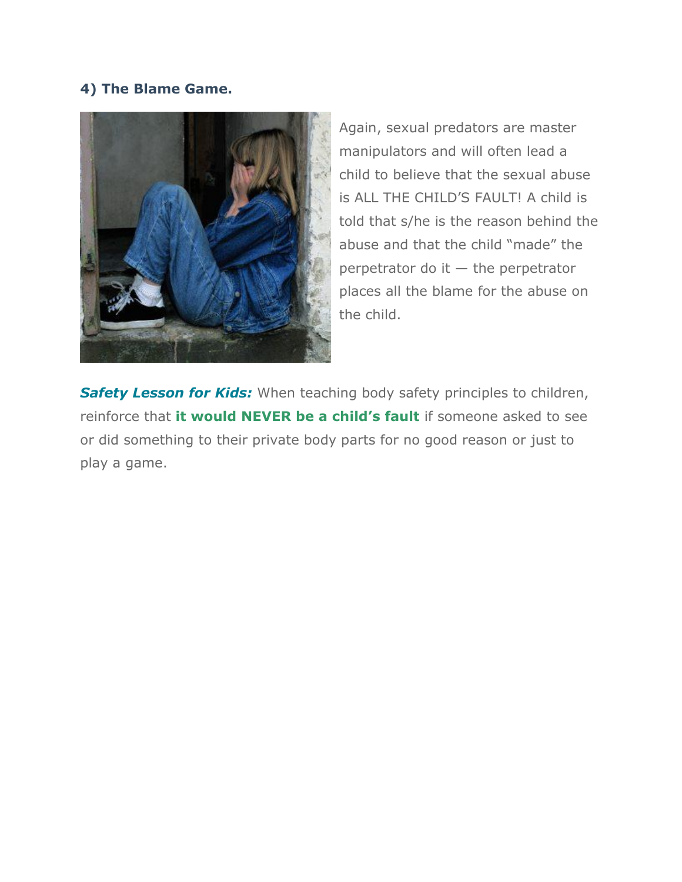**4) The Blame Game.**

Again, sexual predators are master manipulators and will often lead a child to believe that the sexual abuse is ALL THE CHILD'S FAULT! A child is told that s/he is the reason behind the abuse and that the child "made" the perpetrator do it — the perpetrator places all the blame for the abuse on the child.

***Safety Lesson for Kids:*** When teaching body safety principles to children, reinforce that **it would NEVER be a child's fault** if someone asked to see or did something to their private body parts for no good reason or just to play a game.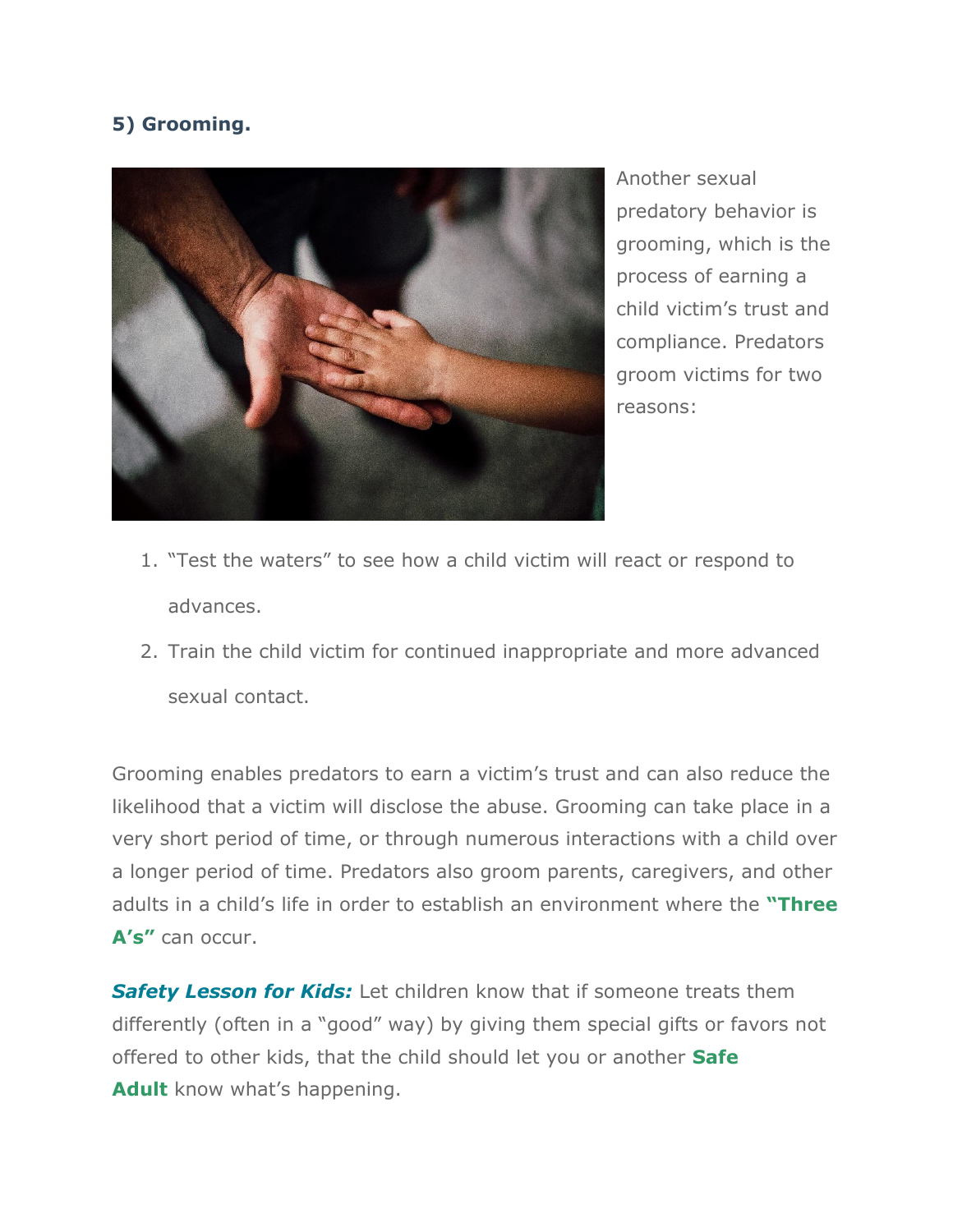### 5) Grooming.

Another sexual predatory behavior is grooming, which is the process of earning a child victim's trust and compliance. Predators groom victims for two reasons:

1. "Test the waters" to see how a child victim will react or respond to advances.
2. Train the child victim for continued inappropriate and more advanced sexual contact.

Grooming enables predators to earn a victim's trust and can also reduce the likelihood that a victim will disclose the abuse. Grooming can take place in a very short period of time, or through numerous interactions with a child over a longer period of time. Predators also groom parents, caregivers, and other adults in a child's life in order to establish an environment where the **"Three A's"** can occur.

***Safety Lesson for Kids:*** Let children know that if someone treats them differently (often in a "good" way) by giving them special gifts or favors not offered to other kids, that the child should let you or another **Safe Adult** know what's happening.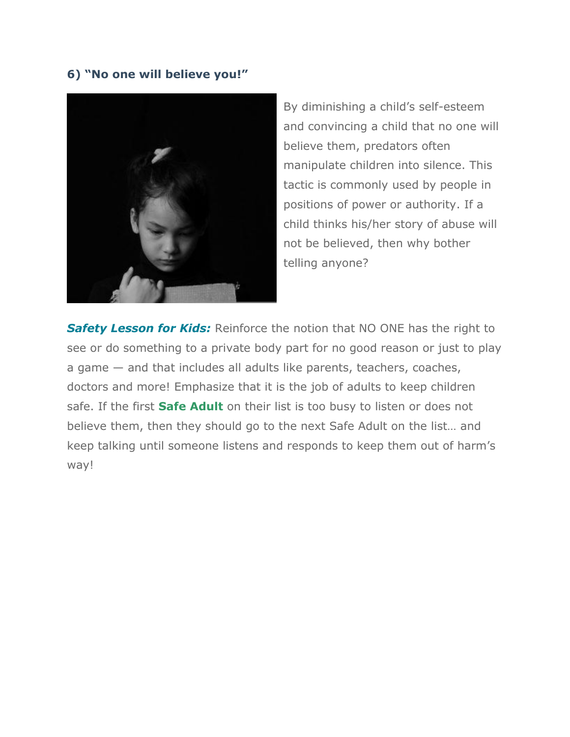**6) "No one will believe you!"**

By diminishing a child's self-esteem and convincing a child that no one will believe them, predators often manipulate children into silence. This tactic is commonly used by people in positions of power or authority. If a child thinks his/her story of abuse will not be believed, then why bother telling anyone?

***Safety Lesson for Kids:*** Reinforce the notion that NO ONE has the right to see or do something to a private body part for no good reason or just to play a game — and that includes all adults like parents, teachers, coaches, doctors and more! Emphasize that it is the job of adults to keep children safe. If the first **Safe Adult** on their list is too busy to listen or does not believe them, then they should go to the next Safe Adult on the list… and keep talking until someone listens and responds to keep them out of harm's way!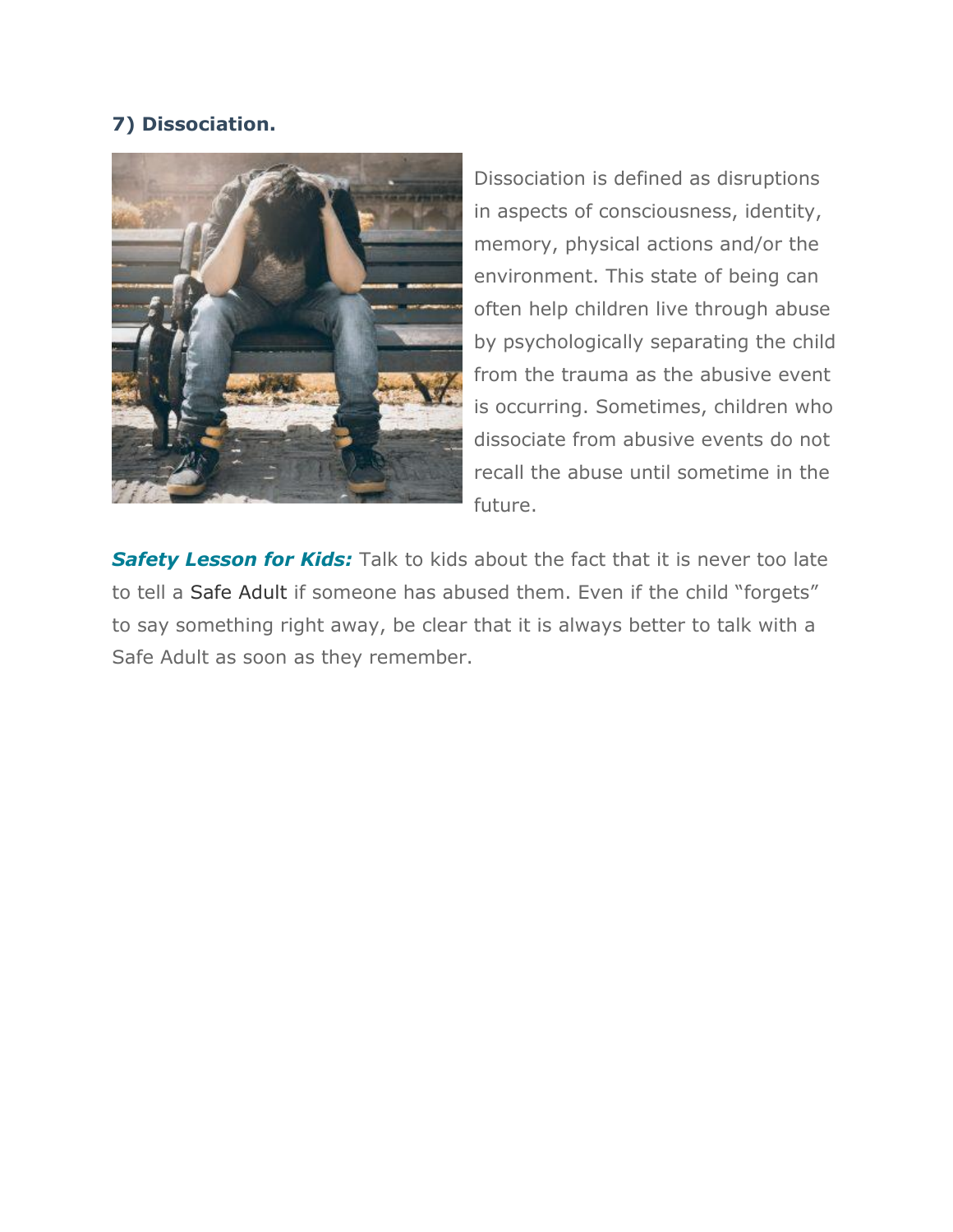**7) Dissociation.**

Dissociation is defined as disruptions in aspects of consciousness, identity, memory, physical actions and/or the environment. This state of being can often help children live through abuse by psychologically separating the child from the trauma as the abusive event is occurring. Sometimes, children who dissociate from abusive events do not recall the abuse until sometime in the future.

***Safety Lesson for Kids:*** Talk to kids about the fact that it is never too late to tell a Safe Adult if someone has abused them. Even if the child "forgets" to say something right away, be clear that it is always better to talk with a Safe Adult as soon as they remember.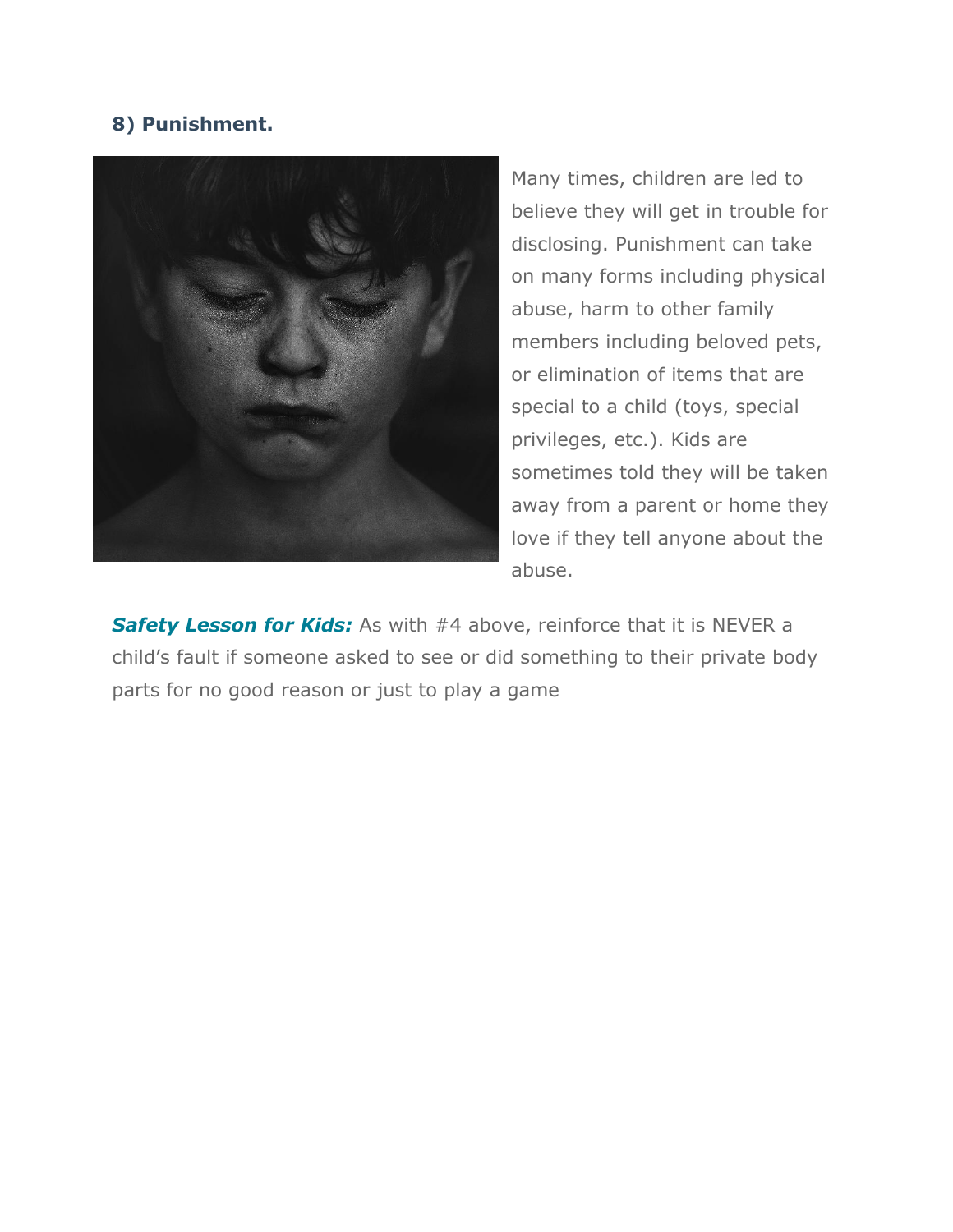**8) Punishment.**

Many times, children are led to believe they will get in trouble for disclosing. Punishment can take on many forms including physical abuse, harm to other family members including beloved pets, or elimination of items that are special to a child (toys, special privileges, etc.). Kids are sometimes told they will be taken away from a parent or home they love if they tell anyone about the abuse.

***Safety Lesson for Kids:*** As with #4 above, reinforce that it is NEVER a child's fault if someone asked to see or did something to their private body parts for no good reason or just to play a game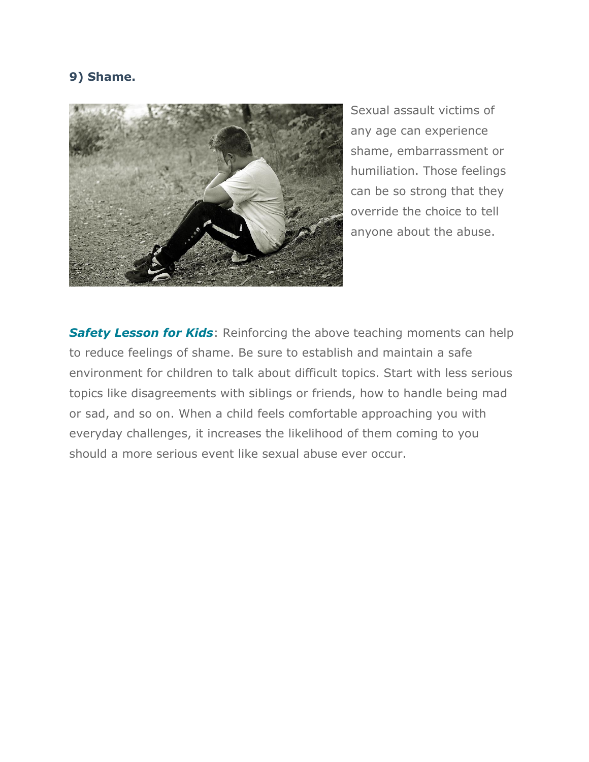### 9) Shame.

Sexual assault victims of any age can experience shame, embarrassment or humiliation. Those feelings can be so strong that they override the choice to tell anyone about the abuse.

***Safety Lesson for Kids***: Reinforcing the above teaching moments can help to reduce feelings of shame. Be sure to establish and maintain a safe environment for children to talk about difficult topics. Start with less serious topics like disagreements with siblings or friends, how to handle being mad or sad, and so on. When a child feels comfortable approaching you with everyday challenges, it increases the likelihood of them coming to you should a more serious event like sexual abuse ever occur.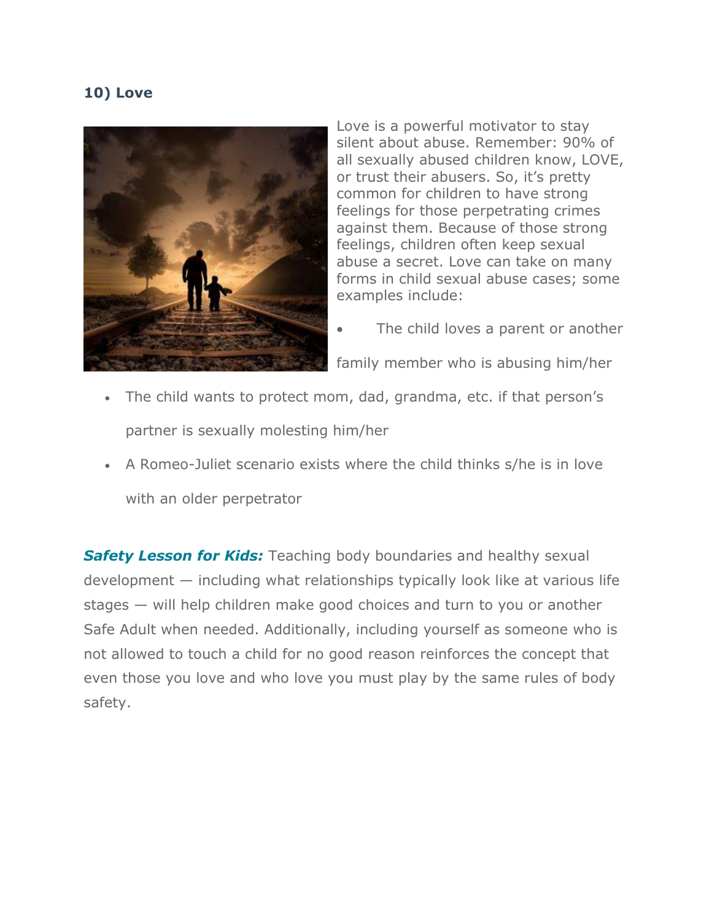### 10) Love

Love is a powerful motivator to stay silent about abuse. Remember: 90% of all sexually abused children know, LOVE, or trust their abusers. So, it's pretty common for children to have strong feelings for those perpetrating crimes against them. Because of those strong feelings, children often keep sexual abuse a secret. Love can take on many forms in child sexual abuse cases; some examples include:

- The child loves a parent or another family member who is abusing him/her
- The child wants to protect mom, dad, grandma, etc. if that person's partner is sexually molesting him/her
- A Romeo-Juliet scenario exists where the child thinks s/he is in love with an older perpetrator

***Safety Lesson for Kids:*** Teaching body boundaries and healthy sexual development — including what relationships typically look like at various life stages — will help children make good choices and turn to you or another Safe Adult when needed. Additionally, including yourself as someone who is not allowed to touch a child for no good reason reinforces the concept that even those you love and who love you must play by the same rules of body safety.